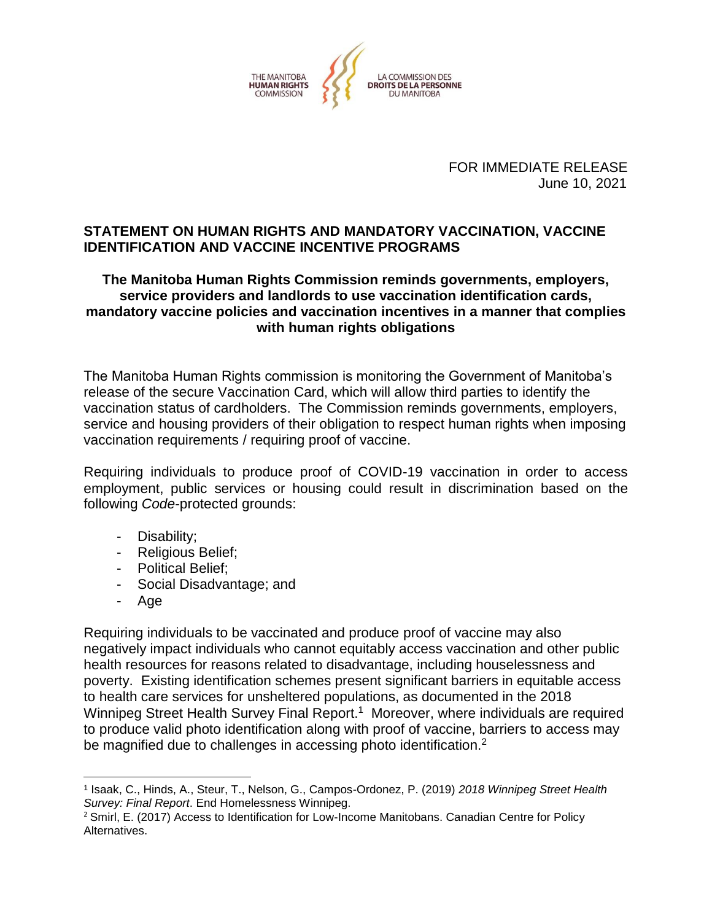THE MANITOBA **HUMAN RIGHTS** COMMISSION — LA COMMISSION DES **DROITS DE LA PERSONNE** DU MANITOBA

FOR IMMEDIATE RELEASE
June 10, 2021

## STATEMENT ON HUMAN RIGHTS AND MANDATORY VACCINATION, VACCINE IDENTIFICATION AND VACCINE INCENTIVE PROGRAMS

### The Manitoba Human Rights Commission reminds governments, employers, service providers and landlords to use vaccination identification cards, mandatory vaccine policies and vaccination incentives in a manner that complies with human rights obligations

The Manitoba Human Rights commission is monitoring the Government of Manitoba's release of the secure Vaccination Card, which will allow third parties to identify the vaccination status of cardholders. The Commission reminds governments, employers, service and housing providers of their obligation to respect human rights when imposing vaccination requirements / requiring proof of vaccine.

Requiring individuals to produce proof of COVID-19 vaccination in order to access employment, public services or housing could result in discrimination based on the following *Code*-protected grounds:

- Disability;
- Religious Belief;
- Political Belief;
- Social Disadvantage; and
- Age

Requiring individuals to be vaccinated and produce proof of vaccine may also negatively impact individuals who cannot equitably access vaccination and other public health resources for reasons related to disadvantage, including houselessness and poverty. Existing identification schemes present significant barriers in equitable access to health care services for unsheltered populations, as documented in the 2018 Winnipeg Street Health Survey Final Report.[1] Moreover, where individuals are required to produce valid photo identification along with proof of vaccine, barriers to access may be magnified due to challenges in accessing photo identification.[2]

---

[1] Isaak, C., Hinds, A., Steur, T., Nelson, G., Campos-Ordonez, P. (2019) *2018 Winnipeg Street Health Survey: Final Report*. End Homelessness Winnipeg.

[2] Smirl, E. (2017) Access to Identification for Low-Income Manitobans. Canadian Centre for Policy Alternatives.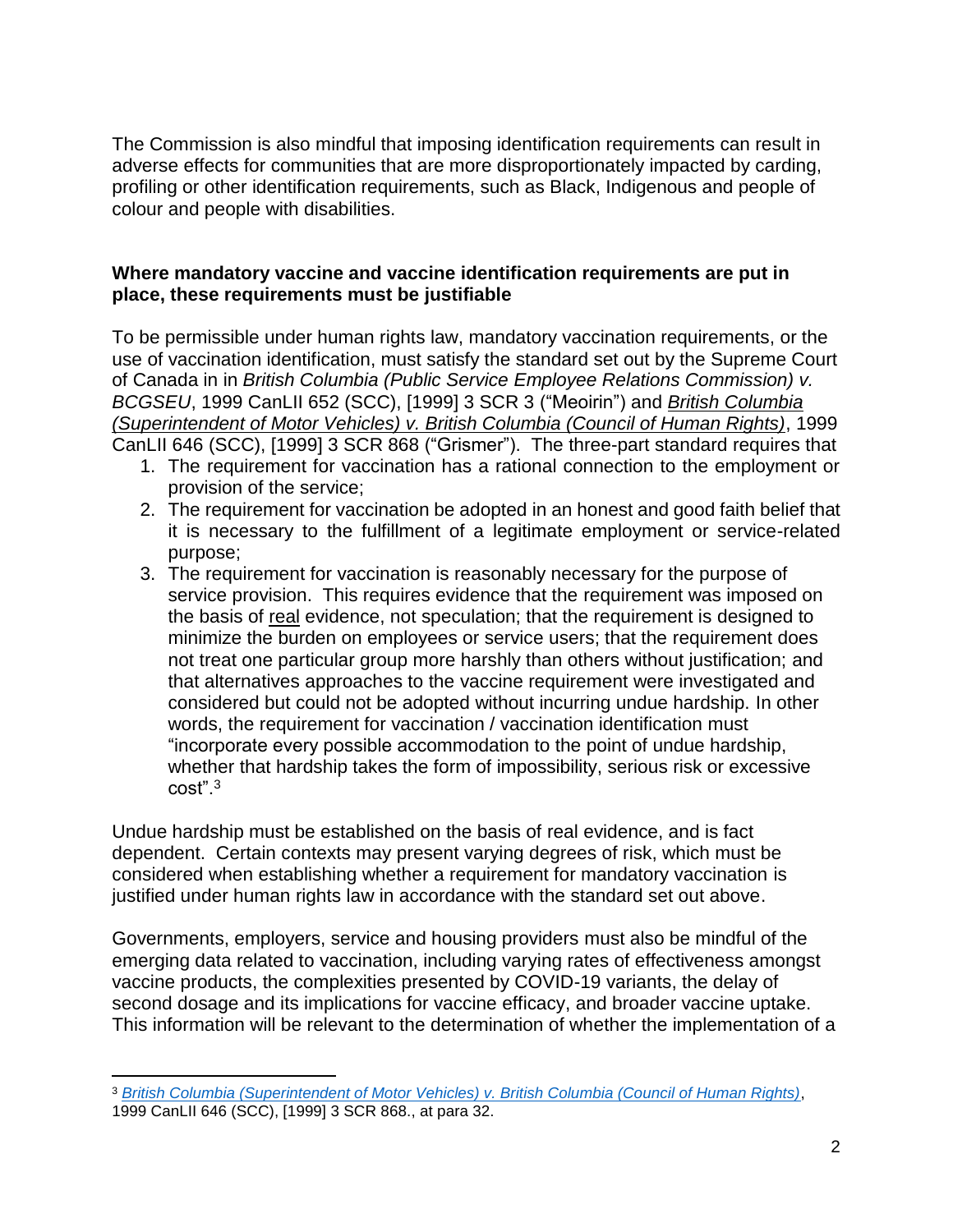The Commission is also mindful that imposing identification requirements can result in adverse effects for communities that are more disproportionately impacted by carding, profiling or other identification requirements, such as Black, Indigenous and people of colour and people with disabilities.

**Where mandatory vaccine and vaccine identification requirements are put in place, these requirements must be justifiable**

To be permissible under human rights law, mandatory vaccination requirements, or the use of vaccination identification, must satisfy the standard set out by the Supreme Court of Canada in in *British Columbia (Public Service Employee Relations Commission) v. BCGSEU*, 1999 CanLII 652 (SCC), [1999] 3 SCR 3 ("Meoirin") and *British Columbia (Superintendent of Motor Vehicles) v. British Columbia (Council of Human Rights)*, 1999 CanLII 646 (SCC), [1999] 3 SCR 868 ("Grismer"). The three-part standard requires that

1. The requirement for vaccination has a rational connection to the employment or provision of the service;
2. The requirement for vaccination be adopted in an honest and good faith belief that it is necessary to the fulfillment of a legitimate employment or service-related purpose;
3. The requirement for vaccination is reasonably necessary for the purpose of service provision. This requires evidence that the requirement was imposed on the basis of real evidence, not speculation; that the requirement is designed to minimize the burden on employees or service users; that the requirement does not treat one particular group more harshly than others without justification; and that alternatives approaches to the vaccine requirement were investigated and considered but could not be adopted without incurring undue hardship. In other words, the requirement for vaccination / vaccination identification must "incorporate every possible accommodation to the point of undue hardship, whether that hardship takes the form of impossibility, serious risk or excessive cost".[3]

Undue hardship must be established on the basis of real evidence, and is fact dependent. Certain contexts may present varying degrees of risk, which must be considered when establishing whether a requirement for mandatory vaccination is justified under human rights law in accordance with the standard set out above.

Governments, employers, service and housing providers must also be mindful of the emerging data related to vaccination, including varying rates of effectiveness amongst vaccine products, the complexities presented by COVID-19 variants, the delay of second dosage and its implications for vaccine efficacy, and broader vaccine uptake. This information will be relevant to the determination of whether the implementation of a

[3] *British Columbia (Superintendent of Motor Vehicles) v. British Columbia (Council of Human Rights)*, 1999 CanLII 646 (SCC), [1999] 3 SCR 868., at para 32.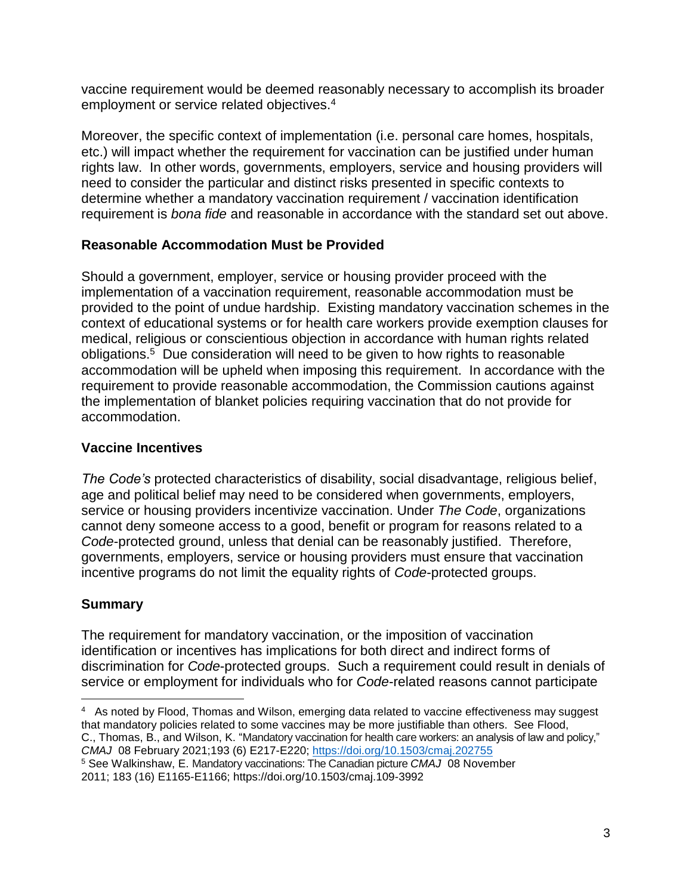vaccine requirement would be deemed reasonably necessary to accomplish its broader employment or service related objectives.[4]

Moreover, the specific context of implementation (i.e. personal care homes, hospitals, etc.) will impact whether the requirement for vaccination can be justified under human rights law. In other words, governments, employers, service and housing providers will need to consider the particular and distinct risks presented in specific contexts to determine whether a mandatory vaccination requirement / vaccination identification requirement is *bona fide* and reasonable in accordance with the standard set out above.

## Reasonable Accommodation Must be Provided

Should a government, employer, service or housing provider proceed with the implementation of a vaccination requirement, reasonable accommodation must be provided to the point of undue hardship. Existing mandatory vaccination schemes in the context of educational systems or for health care workers provide exemption clauses for medical, religious or conscientious objection in accordance with human rights related obligations.[5] Due consideration will need to be given to how rights to reasonable accommodation will be upheld when imposing this requirement. In accordance with the requirement to provide reasonable accommodation, the Commission cautions against the implementation of blanket policies requiring vaccination that do not provide for accommodation.

## Vaccine Incentives

*The Code's* protected characteristics of disability, social disadvantage, religious belief, age and political belief may need to be considered when governments, employers, service or housing providers incentivize vaccination. Under *The Code*, organizations cannot deny someone access to a good, benefit or program for reasons related to a *Code*-protected ground, unless that denial can be reasonably justified. Therefore, governments, employers, service or housing providers must ensure that vaccination incentive programs do not limit the equality rights of *Code*-protected groups.

## Summary

The requirement for mandatory vaccination, or the imposition of vaccination identification or incentives has implications for both direct and indirect forms of discrimination for *Code*-protected groups. Such a requirement could result in denials of service or employment for individuals who for *Code*-related reasons cannot participate

---

[4] As noted by Flood, Thomas and Wilson, emerging data related to vaccine effectiveness may suggest that mandatory policies related to some vaccines may be more justifiable than others. See Flood, C., Thomas, B., and Wilson, K. "Mandatory vaccination for health care workers: an analysis of law and policy," *CMAJ* 08 February 2021;193 (6) E217-E220; https://doi.org/10.1503/cmaj.202755

[5] See Walkinshaw, E. Mandatory vaccinations: The Canadian picture *CMAJ* 08 November 2011; 183 (16) E1165-E1166; https://doi.org/10.1503/cmaj.109-3992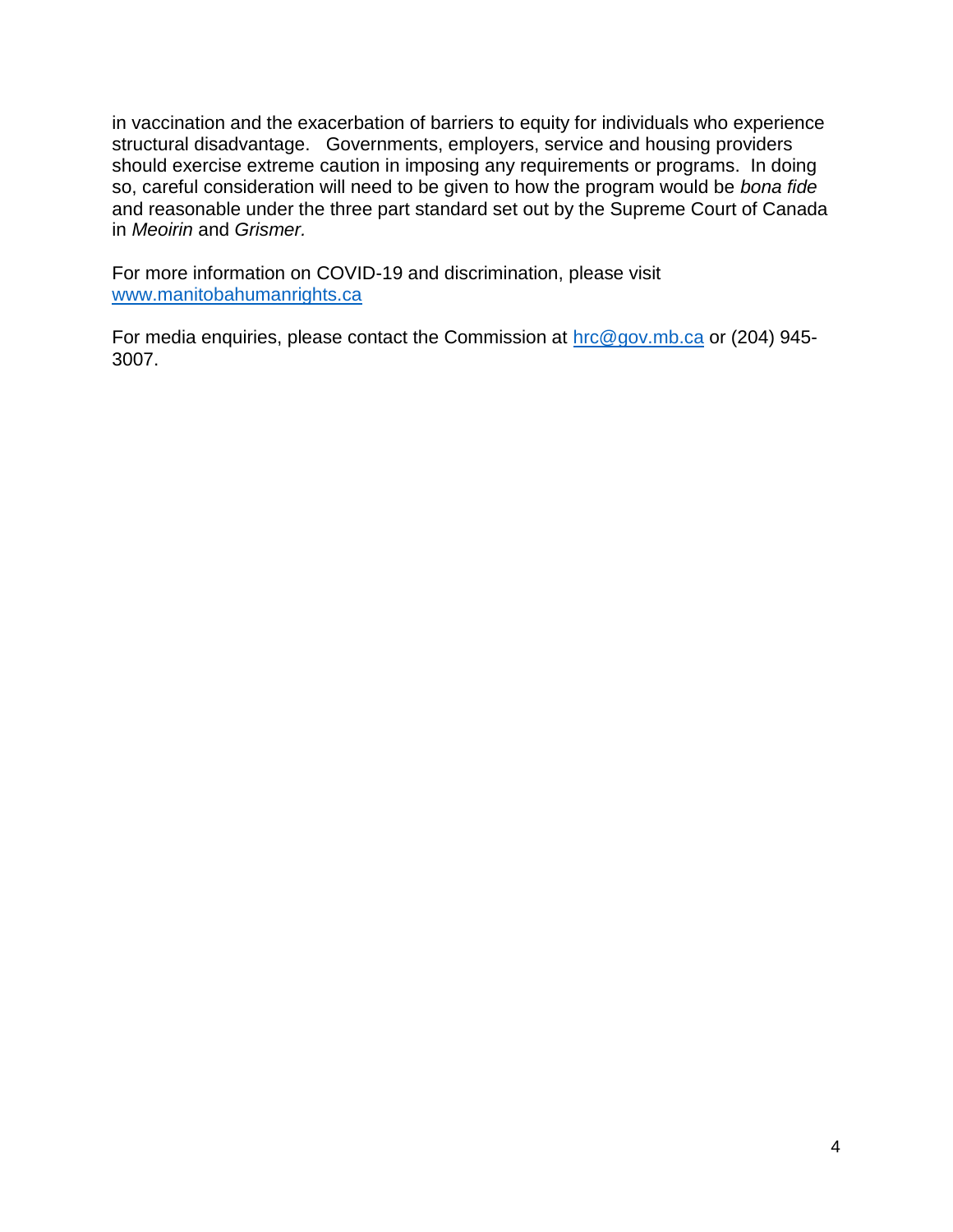in vaccination and the exacerbation of barriers to equity for individuals who experience structural disadvantage. Governments, employers, service and housing providers should exercise extreme caution in imposing any requirements or programs. In doing so, careful consideration will need to be given to how the program would be *bona fide* and reasonable under the three part standard set out by the Supreme Court of Canada in *Meoirin* and *Grismer.*

For more information on COVID-19 and discrimination, please visit [www.manitobahumanrights.ca](http://www.manitobahumanrights.ca)

For media enquiries, please contact the Commission at [hrc@gov.mb.ca](mailto:hrc@gov.mb.ca) or (204) 945-3007.